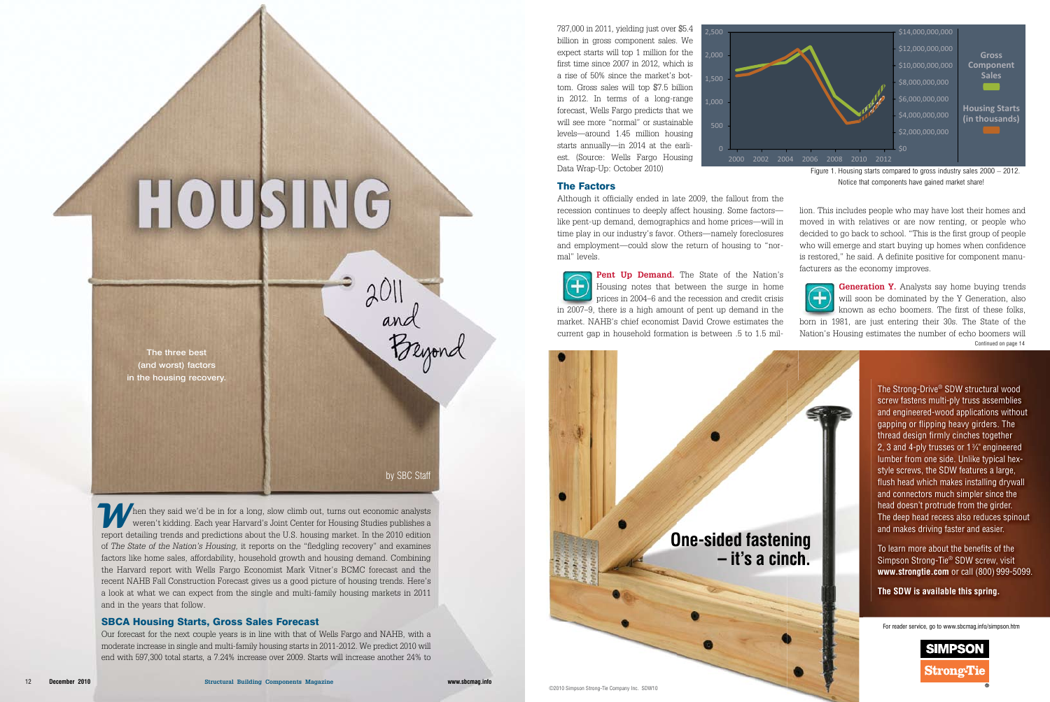# HOUSING

2011 and Beyond

The three best (and worst) factors in the housing recovery.

by SBC Staff

When they said we'd be in for a long, slow climb out, turns out economic analysts weren't kidding. Each year Harvard's Joint Center for Housing Studies publishes a report detailing trends and predictions about the U.S. housing market. In the 2010 edition of *The State of the Nation's Housing*, it reports on the "fledgling recovery" and examines factors like home sales, affordability, household growth and housing demand. Combining the Harvard report with Wells Fargo Economist Mark Vitner's BCMC forecast and the recent NAHB Fall Construction Forecast gives us a good picture of housing trends. Here's a look at what we can expect from the single and multi-family housing markets in 2011 and in the years that follow.

## SBCA Housing Starts, Gross Sales Forecast

Our forecast for the next couple years is in line with that of Wells Fargo and NAHB, with a moderate increase in single and multi-family housing starts in 2011-2012. We predict 2010 will end with 597,300 total starts, a 7.24% increase over 2009. Starts will increase another 24% to 787,000 in 2011, yielding just over $5.4 billion in gross component sales. We expect starts will top 1 million for the first time since 2007 in 2012, which is a rise of 50% since the market's bottom. Gross sales will top $7.5 billion in 2012. In terms of a long-range forecast, Wells Fargo predicts that we will see more "normal" or sustainable levels—around 1.45 million housing starts annually—in 2014 at the earliest. (Source: Wells Fargo Housing Data Wrap-Up: October 2010)

Figure 1. Housing starts compared to gross industry sales 2000 – 2012. Notice that components have gained market share!

## The Factors

Although it officially ended in late 2009, the fallout from the recession continues to deeply affect housing. Some factors—like pent-up demand, demographics and home prices—will in time play in our industry's favor. Others—namely foreclosures and employment—could slow the return of housing to "normal" levels.

**Pent Up Demand.** The State of the Nation's Housing notes that between the surge in home prices in 2004–6 and the recession and credit crisis in 2007–9, there is a high amount of pent up demand in the market. NAHB's chief economist David Crowe estimates the current gap in household formation is between .5 to 1.5 million. This includes people who may have lost their homes and moved in with relatives or are now renting, or people who decided to go back to school. "This is the first group of people who will emerge and start buying up homes when confidence is restored," he said. A definite positive for component manufacturers as the economy improves.

**Generation Y.** Analysts say home buying trends will soon be dominated by the Y Generation, also known as echo boomers. The first of these folks, born in 1981, are just entering their 30s. The State of the Nation's Housing estimates the number of echo boomers will

Continued on page 14

One-sided fastening – it's a cinch.

The Strong-Drive® SDW structural wood screw fastens multi-ply truss assemblies and engineered-wood applications without gapping or flipping heavy girders. The thread design firmly cinches together 2, 3 and 4-ply trusses or 1¾" engineered lumber from one side. Unlike typical hex-style screws, the SDW features a large, flush head which makes installing drywall and connectors much simpler since the head doesn't protrude from the girder. The deep head recess also reduces spinout and makes driving faster and easier.

To learn more about the benefits of the Simpson Strong-Tie® SDW screw, visit **www.strongtie.com** or call (800) 999-5099.

**The SDW is available this spring.**

For reader service, go to www.sbcmag.info/simpson.htm

SIMPSON Strong-Tie®

©2010 Simpson Strong-Tie Company Inc. SDW10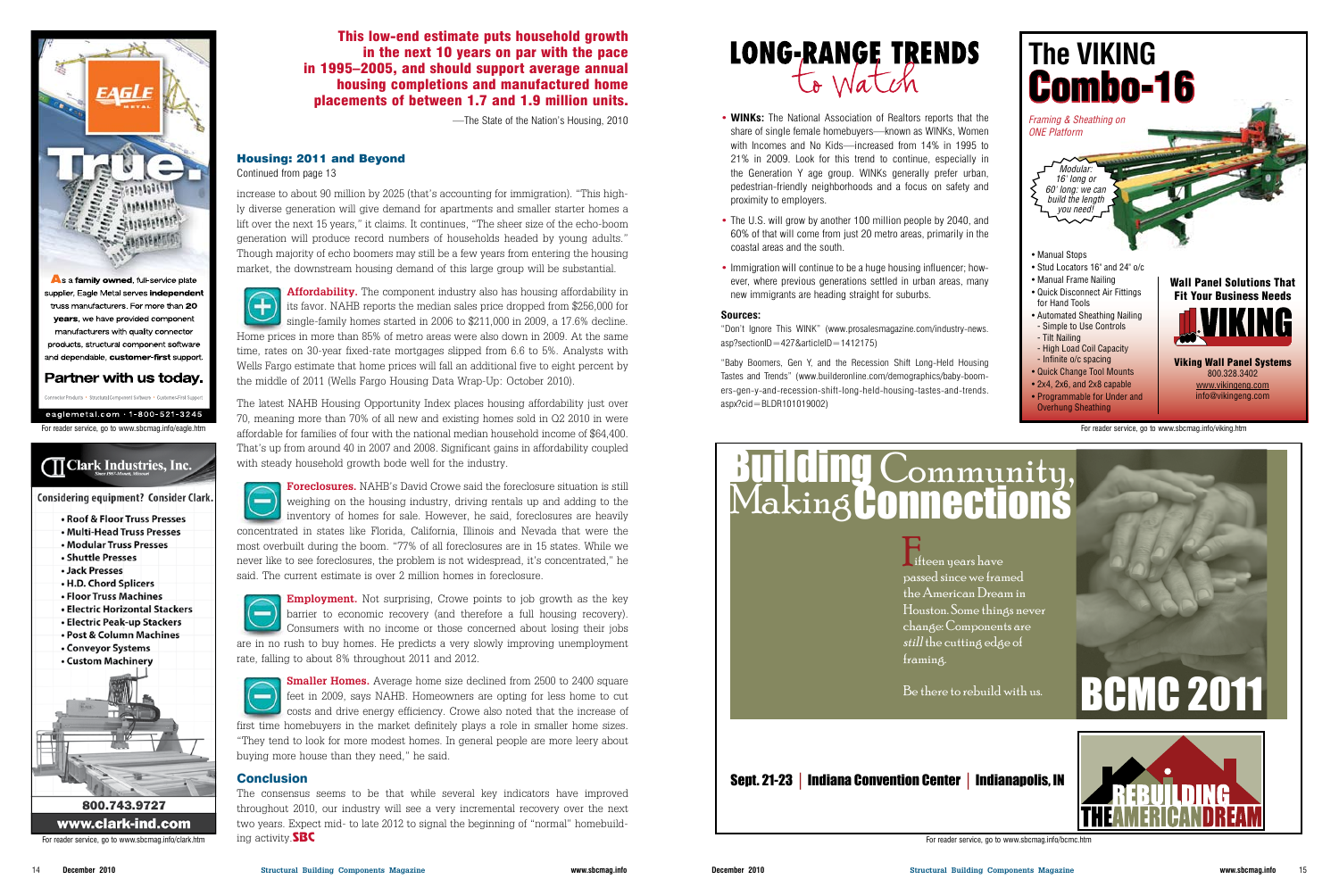**This low-end estimate puts household growth in the next 10 years on par with the pace in 1995–2005, and should support average annual housing completions and manufactured home placements of between 1.7 and 1.9 million units.**

—The State of the Nation's Housing, 2010

### Housing: 2011 and Beyond

Continued from page 13

increase to about 90 million by 2025 (that's accounting for immigration). "This highly diverse generation will give demand for apartments and smaller starter homes a lift over the next 15 years," it claims. It continues, "The sheer size of the echo-boom generation will produce record numbers of households headed by young adults." Though majority of echo boomers may still be a few years from entering the housing market, the downstream housing demand of this large group will be substantial.

**Affordability.** The component industry also has housing affordability in its favor. NAHB reports the median sales price dropped from $256,000 for single-family homes started in 2006 to $211,000 in 2009, a 17.6% decline. Home prices in more than 85% of metro areas were also down in 2009. At the same time, rates on 30-year fixed-rate mortgages slipped from 6.6 to 5%. Analysts with Wells Fargo estimate that home prices will fall an additional five to eight percent by the middle of 2011 (Wells Fargo Housing Data Wrap-Up: October 2010).

The latest NAHB Housing Opportunity Index places housing affordability just over 70, meaning more than 70% of all new and existing homes sold in Q2 2010 in were affordable for families of four with the national median household income of $64,400. That's up from around 40 in 2007 and 2008. Significant gains in affordability coupled with steady household growth bode well for the industry.

**Foreclosures.** NAHB's David Crowe said the foreclosure situation is still weighing on the housing industry, driving rentals up and adding to the inventory of homes for sale. However, he said, foreclosures are heavily concentrated in states like Florida, California, Illinois and Nevada that were the most overbuilt during the boom. "77% of all foreclosures are in 15 states. While we never like to see foreclosures, the problem is not widespread, it's concentrated," he said. The current estimate is over 2 million homes in foreclosure.

**Employment.** Not surprising, Crowe points to job growth as the key barrier to economic recovery (and therefore a full housing recovery). Consumers with no income or those concerned about losing their jobs are in no rush to buy homes. He predicts a very slowly improving unemployment rate, falling to about 8% throughout 2011 and 2012.

**Smaller Homes.** Average home size declined from 2500 to 2400 square feet in 2009, says NAHB. Homeowners are opting for less home to cut costs and drive energy efficiency. Crowe also noted that the increase of first time homebuyers in the market definitely plays a role in smaller home sizes. "They tend to look for more modest homes. In general people are more leery about buying more house than they need," he said.

### Conclusion

The consensus seems to be that while several key indicators have improved throughout 2010, our industry will see a very incremental recovery over the next two years. Expect mid- to late 2012 to signal the beginning of "normal" homebuilding activity. **SBC**

## LONG-RANGE TRENDS to Watch

- **WINKs:** The National Association of Realtors reports that the share of single female homebuyers—known as WINKs, Women with Incomes and No Kids—increased from 14% in 1995 to 21% in 2009. Look for this trend to continue, especially in the Generation Y age group. WINKs generally prefer urban, pedestrian-friendly neighborhoods and a focus on safety and proximity to employers.
- The U.S. will grow by another 100 million people by 2040, and 60% of that will come from just 20 metro areas, primarily in the coastal areas and the south.
- Immigration will continue to be a huge housing influencer; however, where previous generations settled in urban areas, many new immigrants are heading straight for suburbs.

**Sources:**

"Don't Ignore This WINK" (www.prosalesmagazine.com/industry-news.asp?sectionID=427&articleID=1412175)

"Baby Boomers, Gen Y, and the Recession Shift Long-Held Housing Tastes and Trends" (www.builderonline.com/demographics/baby-boomers-gen-y-and-recession-shift-long-held-housing-tastes-and-trends.aspx?cid=BLDR101019002)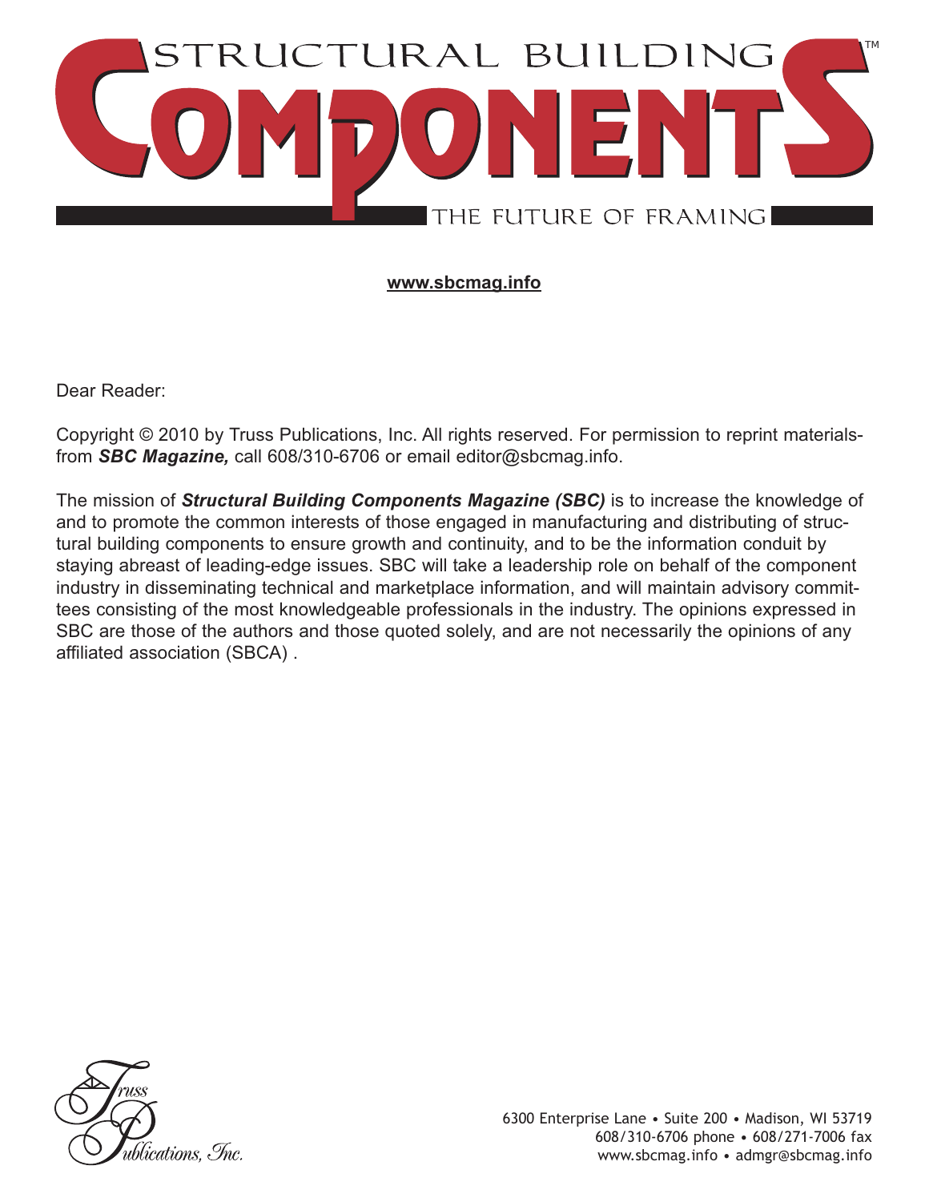# STRUCTURAL BUILDING COMPONENTS™

THE FUTURE OF FRAMING

**www.sbcmag.info**

Dear Reader:

Copyright © 2010 by Truss Publications, Inc. All rights reserved. For permission to reprint materials from ***SBC Magazine,*** call 608/310-6706 or email editor@sbcmag.info.

The mission of ***Structural Building Components Magazine (SBC)*** is to increase the knowledge of and to promote the common interests of those engaged in manufacturing and distributing of structural building components to ensure growth and continuity, and to be the information conduit by staying abreast of leading-edge issues. SBC will take a leadership role on behalf of the component industry in disseminating technical and marketplace information, and will maintain advisory committees consisting of the most knowledgeable professionals in the industry. The opinions expressed in SBC are those of the authors and those quoted solely, and are not necessarily the opinions of any affiliated association (SBCA) .

Truss Publications, Inc.

6300 Enterprise Lane • Suite 200 • Madison, WI 53719
608/310-6706 phone • 608/271-7006 fax
www.sbcmag.info • admgr@sbcmag.info